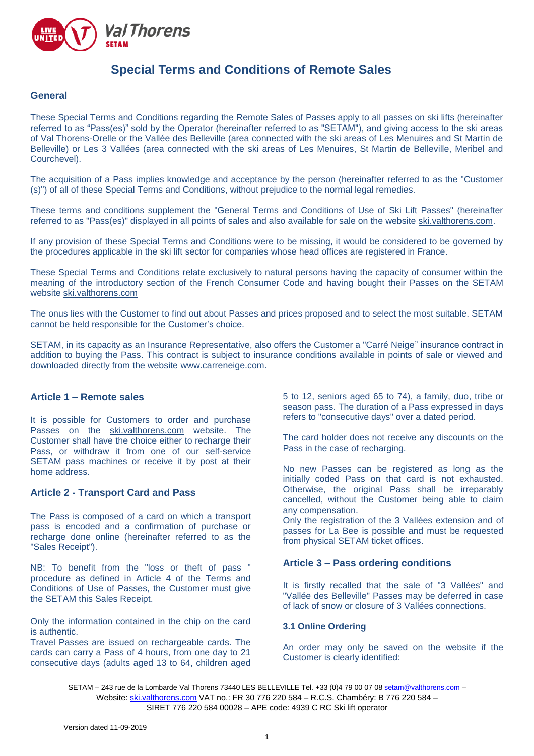# Special Terms and Conditions of Remote Sales

## General

These Special Terms and Conditions regarding the Remote Sales of Passes apply to all passes on ski lifts (hereinafter referred to as "Pass(es)" sold by the Operator (hereinafter referred to as "SETAM"), and giving access to the ski areas of Val Thorens-Orelle or the Vallée des Belleville (area connected with the ski areas of Les Menuires and St Martin de Belleville) or Les 3 Vallées (area connected with the ski areas of Les Menuires, St Martin de Belleville, Meribel and Courchevel).

The acquisition of a Pass implies knowledge and acceptance by the person (hereinafter referred to as the "Customer (s)") of all of these Special Terms and Conditions, without prejudice to the normal legal remedies.

These terms and conditions supplement the "General Terms and Conditions of Use of Ski Lift Passes" (hereinafter referred to as "Pass(es)" displayed in all points of sales and also available for sale on the website ski.valthorens.com.

If any provision of these Special Terms and Conditions were to be missing, it would be considered to be governed by the procedures applicable in the ski lift sector for companies whose head offices are registered in France.

These Special Terms and Conditions relate exclusively to natural persons having the capacity of consumer within the meaning of the introductory section of the French Consumer Code and having bought their Passes on the SETAM website ski.valthorens.com

The onus lies with the Customer to find out about Passes and prices proposed and to select the most suitable. SETAM cannot be held responsible for the Customer's choice.

SETAM, in its capacity as an Insurance Representative, also offers the Customer a "Carré Neige" insurance contract in addition to buying the Pass. This contract is subject to insurance conditions available in points of sale or viewed and downloaded directly from the website www.carreneige.com.

## Article 1 – Remote sales

It is possible for Customers to order and purchase Passes on the ski.valthorens.com website. The Customer shall have the choice either to recharge their Pass, or withdraw it from one of our self-service SETAM pass machines or receive it by post at their home address.

## Article 2 - Transport Card and Pass

The Pass is composed of a card on which a transport pass is encoded and a confirmation of purchase or recharge done online (hereinafter referred to as the "Sales Receipt").

NB: To benefit from the "loss or theft of pass " procedure as defined in Article 4 of the Terms and Conditions of Use of Passes, the Customer must give the SETAM this Sales Receipt.

Only the information contained in the chip on the card is authentic.
Travel Passes are issued on rechargeable cards. The cards can carry a Pass of 4 hours, from one day to 21 consecutive days (adults aged 13 to 64, children aged 5 to 12, seniors aged 65 to 74), a family, duo, tribe or season pass. The duration of a Pass expressed in days refers to "consecutive days" over a dated period.

The card holder does not receive any discounts on the Pass in the case of recharging.

No new Passes can be registered as long as the initially coded Pass on that card is not exhausted. Otherwise, the original Pass shall be irreparably cancelled, without the Customer being able to claim any compensation.
Only the registration of the 3 Vallées extension and of passes for La Bee is possible and must be requested from physical SETAM ticket offices.

## Article 3 – Pass ordering conditions

It is firstly recalled that the sale of "3 Vallées" and "Vallée des Belleville" Passes may be deferred in case of lack of snow or closure of 3 Vallées connections.

### 3.1 Online Ordering

An order may only be saved on the website if the Customer is clearly identified:

SETAM – 243 rue de la Lombarde Val Thorens 73440 LES BELLEVILLE Tel. +33 (0)4 79 00 07 08 setam@valthorens.com – Website: ski.valthorens.com VAT no.: FR 30 776 220 584 – R.C.S. Chambéry: B 776 220 584 – SIRET 776 220 584 00028 – APE code: 4939 C RC Ski lift operator

Version dated 11-09-2019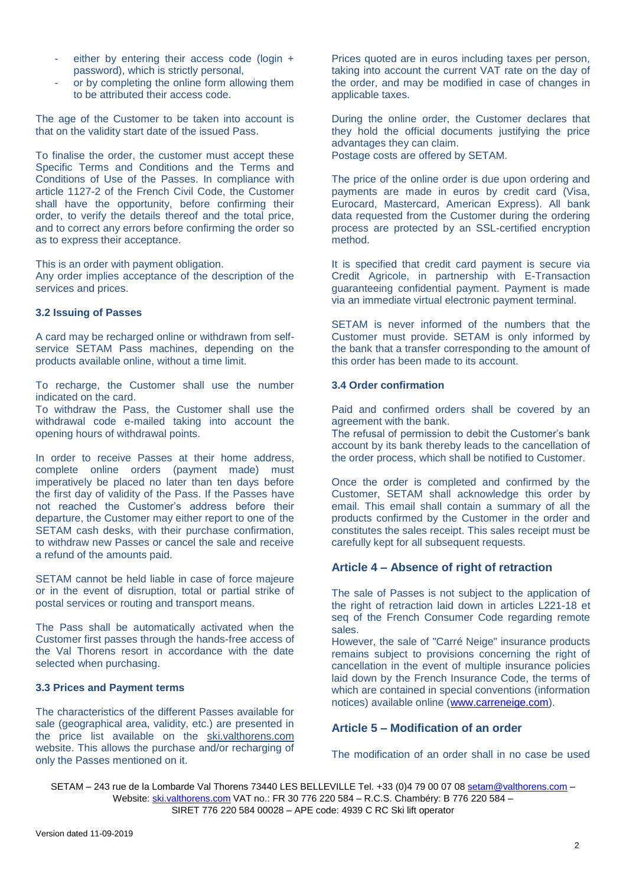- either by entering their access code (login + password), which is strictly personal,
- or by completing the online form allowing them to be attributed their access code.

The age of the Customer to be taken into account is that on the validity start date of the issued Pass.

To finalise the order, the customer must accept these Specific Terms and Conditions and the Terms and Conditions of Use of the Passes. In compliance with article 1127-2 of the French Civil Code, the Customer shall have the opportunity, before confirming their order, to verify the details thereof and the total price, and to correct any errors before confirming the order so as to express their acceptance.

This is an order with payment obligation.
Any order implies acceptance of the description of the services and prices.

### 3.2 Issuing of Passes

A card may be recharged online or withdrawn from self-service SETAM Pass machines, depending on the products available online, without a time limit.

To recharge, the Customer shall use the number indicated on the card.
To withdraw the Pass, the Customer shall use the withdrawal code e-mailed taking into account the opening hours of withdrawal points.

In order to receive Passes at their home address, complete online orders (payment made) must imperatively be placed no later than ten days before the first day of validity of the Pass. If the Passes have not reached the Customer's address before their departure, the Customer may either report to one of the SETAM cash desks, with their purchase confirmation, to withdraw new Passes or cancel the sale and receive a refund of the amounts paid.

SETAM cannot be held liable in case of force majeure or in the event of disruption, total or partial strike of postal services or routing and transport means.

The Pass shall be automatically activated when the Customer first passes through the hands-free access of the Val Thorens resort in accordance with the date selected when purchasing.

### 3.3 Prices and Payment terms

The characteristics of the different Passes available for sale (geographical area, validity, etc.) are presented in the price list available on the ski.valthorens.com website. This allows the purchase and/or recharging of only the Passes mentioned on it.

Prices quoted are in euros including taxes per person, taking into account the current VAT rate on the day of the order, and may be modified in case of changes in applicable taxes.

During the online order, the Customer declares that they hold the official documents justifying the price advantages they can claim.
Postage costs are offered by SETAM.

The price of the online order is due upon ordering and payments are made in euros by credit card (Visa, Eurocard, Mastercard, American Express). All bank data requested from the Customer during the ordering process are protected by an SSL-certified encryption method.

It is specified that credit card payment is secure via Credit Agricole, in partnership with E-Transaction guaranteeing confidential payment. Payment is made via an immediate virtual electronic payment terminal.

SETAM is never informed of the numbers that the Customer must provide. SETAM is only informed by the bank that a transfer corresponding to the amount of this order has been made to its account.

### 3.4 Order confirmation

Paid and confirmed orders shall be covered by an agreement with the bank.
The refusal of permission to debit the Customer's bank account by its bank thereby leads to the cancellation of the order process, which shall be notified to Customer.

Once the order is completed and confirmed by the Customer, SETAM shall acknowledge this order by email. This email shall contain a summary of all the products confirmed by the Customer in the order and constitutes the sales receipt. This sales receipt must be carefully kept for all subsequent requests.

## Article 4 – Absence of right of retraction

The sale of Passes is not subject to the application of the right of retraction laid down in articles L221-18 et seq of the French Consumer Code regarding remote sales.
However, the sale of "Carré Neige" insurance products remains subject to provisions concerning the right of cancellation in the event of multiple insurance policies laid down by the French Insurance Code, the terms of which are contained in special conventions (information notices) available online (www.carreneige.com).

## Article 5 – Modification of an order

The modification of an order shall in no case be used

SETAM – 243 rue de la Lombarde Val Thorens 73440 LES BELLEVILLE Tel. +33 (0)4 79 00 07 08 setam@valthorens.com – Website: ski.valthorens.com VAT no.: FR 30 776 220 584 – R.C.S. Chambéry: B 776 220 584 – SIRET 776 220 584 00028 – APE code: 4939 C RC Ski lift operator

Version dated 11-09-2019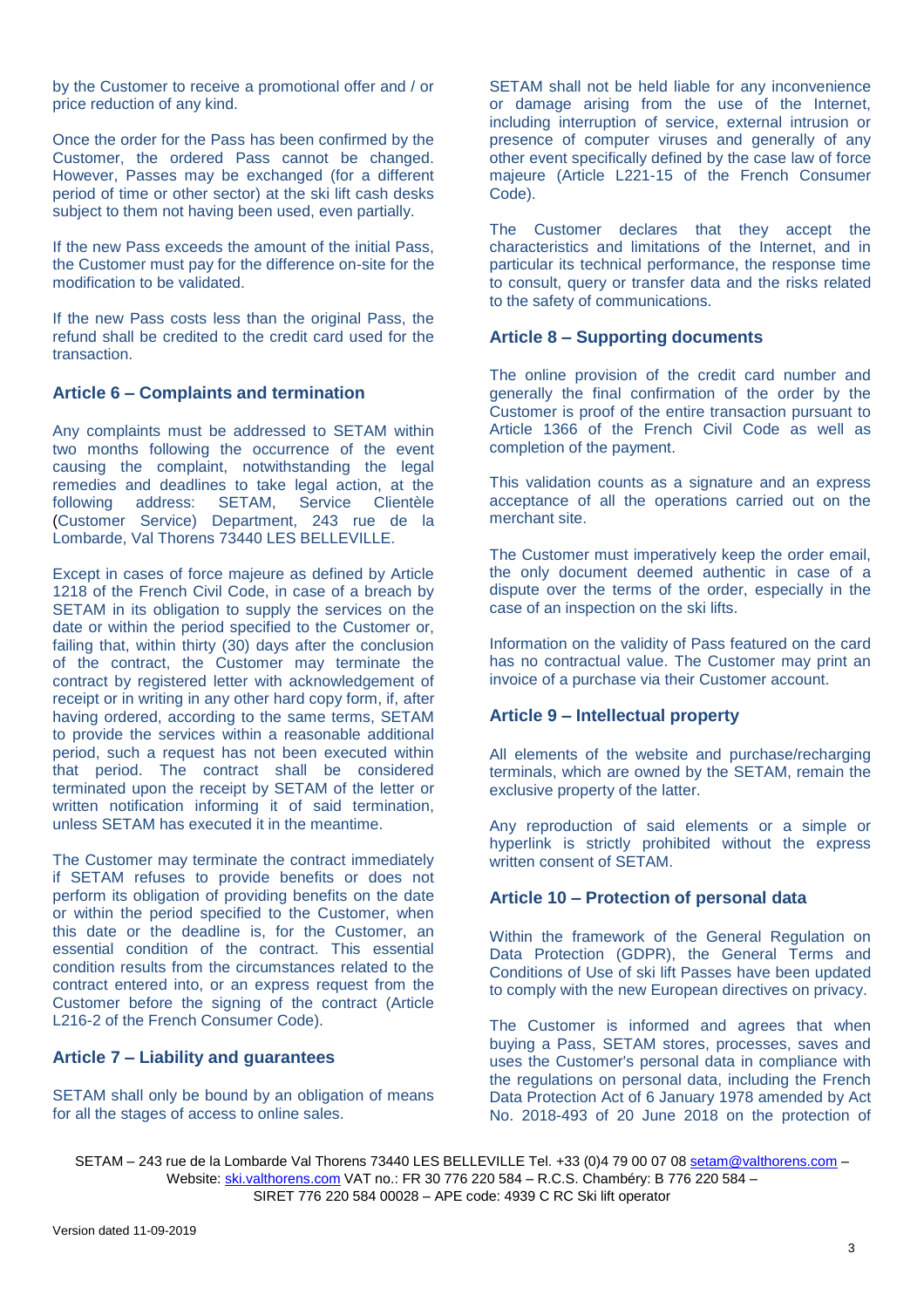by the Customer to receive a promotional offer and / or price reduction of any kind.

Once the order for the Pass has been confirmed by the Customer, the ordered Pass cannot be changed. However, Passes may be exchanged (for a different period of time or other sector) at the ski lift cash desks subject to them not having been used, even partially.

If the new Pass exceeds the amount of the initial Pass, the Customer must pay for the difference on-site for the modification to be validated.

If the new Pass costs less than the original Pass, the refund shall be credited to the credit card used for the transaction.

### Article 6 – Complaints and termination

Any complaints must be addressed to SETAM within two months following the occurrence of the event causing the complaint, notwithstanding the legal remedies and deadlines to take legal action, at the following address: SETAM, Service Clientèle (Customer Service) Department, 243 rue de la Lombarde, Val Thorens 73440 LES BELLEVILLE.

Except in cases of force majeure as defined by Article 1218 of the French Civil Code, in case of a breach by SETAM in its obligation to supply the services on the date or within the period specified to the Customer or, failing that, within thirty (30) days after the conclusion of the contract, the Customer may terminate the contract by registered letter with acknowledgement of receipt or in writing in any other hard copy form, if, after having ordered, according to the same terms, SETAM to provide the services within a reasonable additional period, such a request has not been executed within that period. The contract shall be considered terminated upon the receipt by SETAM of the letter or written notification informing it of said termination, unless SETAM has executed it in the meantime.

The Customer may terminate the contract immediately if SETAM refuses to provide benefits or does not perform its obligation of providing benefits on the date or within the period specified to the Customer, when this date or the deadline is, for the Customer, an essential condition of the contract. This essential condition results from the circumstances related to the contract entered into, or an express request from the Customer before the signing of the contract (Article L216-2 of the French Consumer Code).

### Article 7 – Liability and guarantees

SETAM shall only be bound by an obligation of means for all the stages of access to online sales.

SETAM shall not be held liable for any inconvenience or damage arising from the use of the Internet, including interruption of service, external intrusion or presence of computer viruses and generally of any other event specifically defined by the case law of force majeure (Article L221-15 of the French Consumer Code).

The Customer declares that they accept the characteristics and limitations of the Internet, and in particular its technical performance, the response time to consult, query or transfer data and the risks related to the safety of communications.

### Article 8 – Supporting documents

The online provision of the credit card number and generally the final confirmation of the order by the Customer is proof of the entire transaction pursuant to Article 1366 of the French Civil Code as well as completion of the payment.

This validation counts as a signature and an express acceptance of all the operations carried out on the merchant site.

The Customer must imperatively keep the order email, the only document deemed authentic in case of a dispute over the terms of the order, especially in the case of an inspection on the ski lifts.

Information on the validity of Pass featured on the card has no contractual value. The Customer may print an invoice of a purchase via their Customer account.

### Article 9 – Intellectual property

All elements of the website and purchase/recharging terminals, which are owned by the SETAM, remain the exclusive property of the latter.

Any reproduction of said elements or a simple or hyperlink is strictly prohibited without the express written consent of SETAM.

### Article 10 – Protection of personal data

Within the framework of the General Regulation on Data Protection (GDPR), the General Terms and Conditions of Use of ski lift Passes have been updated to comply with the new European directives on privacy.

The Customer is informed and agrees that when buying a Pass, SETAM stores, processes, saves and uses the Customer's personal data in compliance with the regulations on personal data, including the French Data Protection Act of 6 January 1978 amended by Act No. 2018-493 of 20 June 2018 on the protection of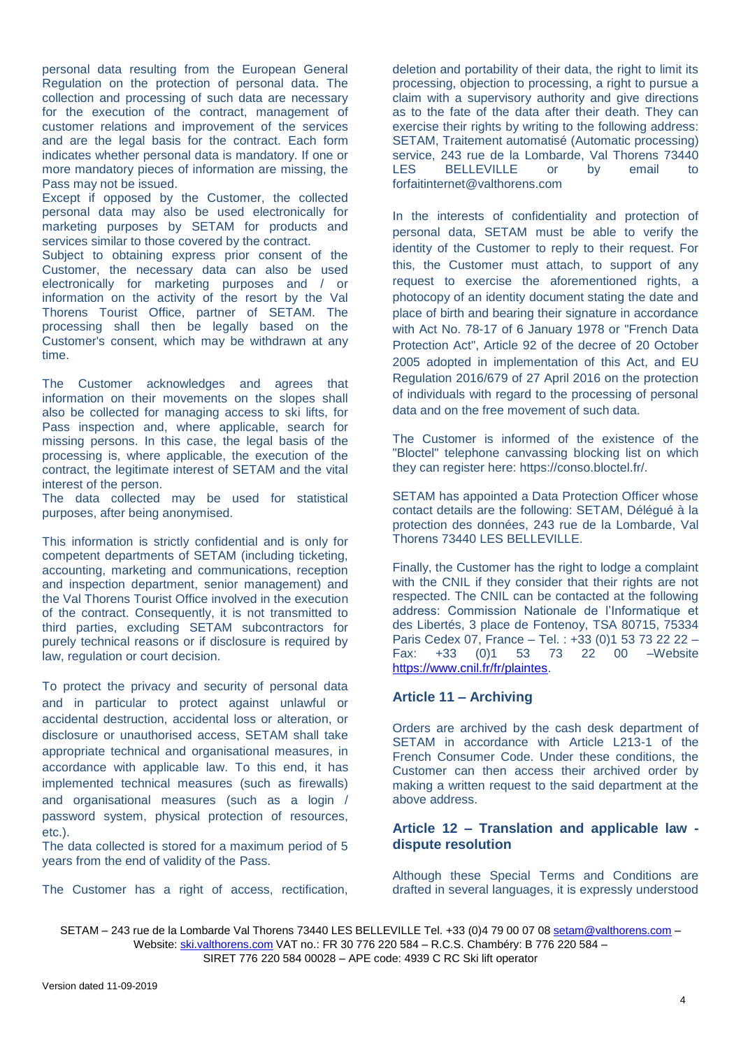personal data resulting from the European General Regulation on the protection of personal data. The collection and processing of such data are necessary for the execution of the contract, management of customer relations and improvement of the services and are the legal basis for the contract. Each form indicates whether personal data is mandatory. If one or more mandatory pieces of information are missing, the Pass may not be issued.

Except if opposed by the Customer, the collected personal data may also be used electronically for marketing purposes by SETAM for products and services similar to those covered by the contract.

Subject to obtaining express prior consent of the Customer, the necessary data can also be used electronically for marketing purposes and / or information on the activity of the resort by the Val Thorens Tourist Office, partner of SETAM. The processing shall then be legally based on the Customer's consent, which may be withdrawn at any time.

The Customer acknowledges and agrees that information on their movements on the slopes shall also be collected for managing access to ski lifts, for Pass inspection and, where applicable, search for missing persons. In this case, the legal basis of the processing is, where applicable, the execution of the contract, the legitimate interest of SETAM and the vital interest of the person.

The data collected may be used for statistical purposes, after being anonymised.

This information is strictly confidential and is only for competent departments of SETAM (including ticketing, accounting, marketing and communications, reception and inspection department, senior management) and the Val Thorens Tourist Office involved in the execution of the contract. Consequently, it is not transmitted to third parties, excluding SETAM subcontractors for purely technical reasons or if disclosure is required by law, regulation or court decision.

To protect the privacy and security of personal data and in particular to protect against unlawful or accidental destruction, accidental loss or alteration, or disclosure or unauthorised access, SETAM shall take appropriate technical and organisational measures, in accordance with applicable law. To this end, it has implemented technical measures (such as firewalls) and organisational measures (such as a login / password system, physical protection of resources, etc.).

The data collected is stored for a maximum period of 5 years from the end of validity of the Pass.

The Customer has a right of access, rectification, deletion and portability of their data, the right to limit its processing, objection to processing, a right to pursue a claim with a supervisory authority and give directions as to the fate of the data after their death. They can exercise their rights by writing to the following address: SETAM, Traitement automatisé (Automatic processing) service, 243 rue de la Lombarde, Val Thorens 73440 LES BELLEVILLE or by email to forfaitinternet@valthorens.com

In the interests of confidentiality and protection of personal data, SETAM must be able to verify the identity of the Customer to reply to their request. For this, the Customer must attach, to support of any request to exercise the aforementioned rights, a photocopy of an identity document stating the date and place of birth and bearing their signature in accordance with Act No. 78-17 of 6 January 1978 or "French Data Protection Act", Article 92 of the decree of 20 October 2005 adopted in implementation of this Act, and EU Regulation 2016/679 of 27 April 2016 on the protection of individuals with regard to the processing of personal data and on the free movement of such data.

The Customer is informed of the existence of the "Bloctel" telephone canvassing blocking list on which they can register here: https://conso.bloctel.fr/.

SETAM has appointed a Data Protection Officer whose contact details are the following: SETAM, Délégué à la protection des données, 243 rue de la Lombarde, Val Thorens 73440 LES BELLEVILLE.

Finally, the Customer has the right to lodge a complaint with the CNIL if they consider that their rights are not respected. The CNIL can be contacted at the following address: Commission Nationale de l'Informatique et des Libertés, 3 place de Fontenoy, TSA 80715, 75334 Paris Cedex 07, France – Tel. : +33 (0)1 53 73 22 22 – Fax: +33 (0)1 53 73 22 00 –Website https://www.cnil.fr/fr/plaintes.

### Article 11 – Archiving

Orders are archived by the cash desk department of SETAM in accordance with Article L213-1 of the French Consumer Code. Under these conditions, the Customer can then access their archived order by making a written request to the said department at the above address.

### Article 12 – Translation and applicable law - dispute resolution

Although these Special Terms and Conditions are drafted in several languages, it is expressly understood

SETAM – 243 rue de la Lombarde Val Thorens 73440 LES BELLEVILLE Tel. +33 (0)4 79 00 07 08 setam@valthorens.com – Website: ski.valthorens.com VAT no.: FR 30 776 220 584 – R.C.S. Chambéry: B 776 220 584 – SIRET 776 220 584 00028 – APE code: 4939 C RC Ski lift operator

Version dated 11-09-2019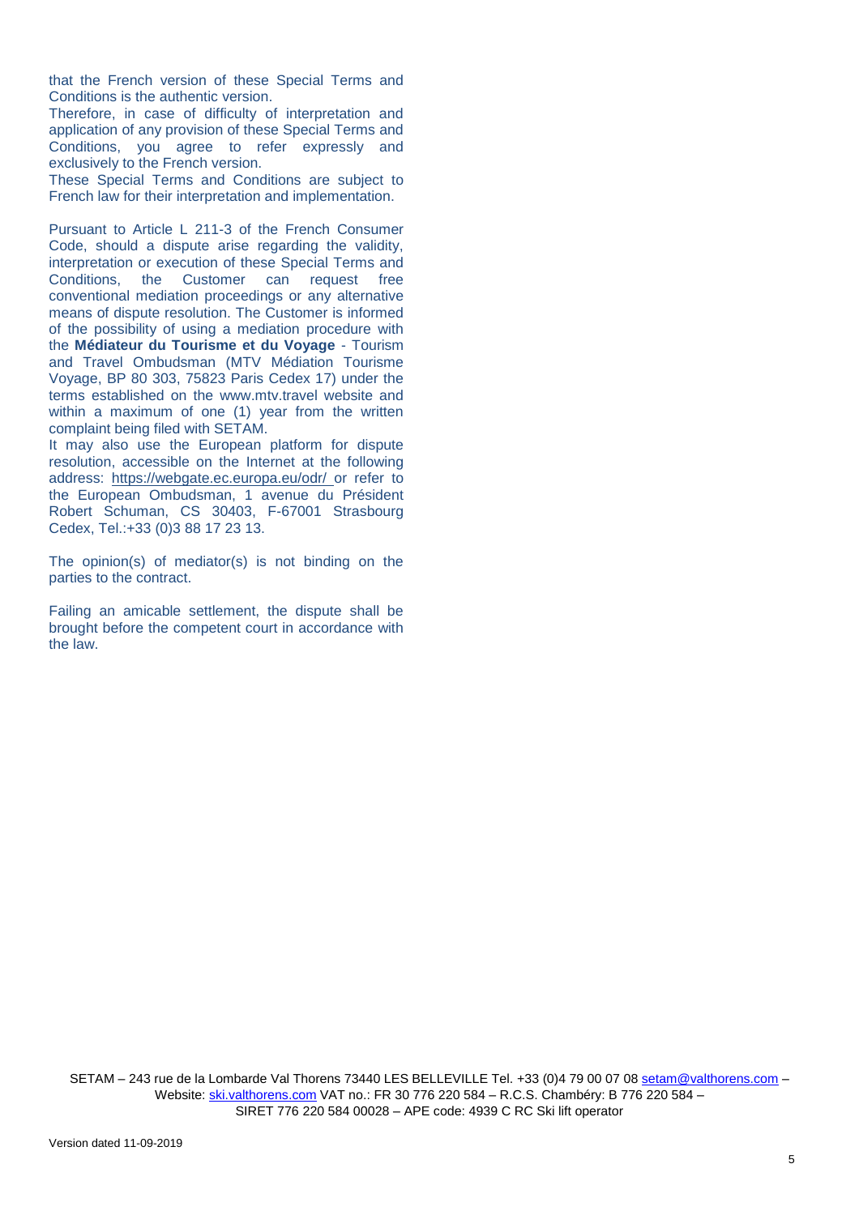that the French version of these Special Terms and Conditions is the authentic version.

Therefore, in case of difficulty of interpretation and application of any provision of these Special Terms and Conditions, you agree to refer expressly and exclusively to the French version.

These Special Terms and Conditions are subject to French law for their interpretation and implementation.

Pursuant to Article L 211-3 of the French Consumer Code, should a dispute arise regarding the validity, interpretation or execution of these Special Terms and Conditions, the Customer can request free conventional mediation proceedings or any alternative means of dispute resolution. The Customer is informed of the possibility of using a mediation procedure with the **Médiateur du Tourisme et du Voyage** - Tourism and Travel Ombudsman (MTV Médiation Tourisme Voyage, BP 80 303, 75823 Paris Cedex 17) under the terms established on the www.mtv.travel website and within a maximum of one (1) year from the written complaint being filed with SETAM.

It may also use the European platform for dispute resolution, accessible on the Internet at the following address: https://webgate.ec.europa.eu/odr/ or refer to the European Ombudsman, 1 avenue du Président Robert Schuman, CS 30403, F-67001 Strasbourg Cedex, Tel.:+33 (0)3 88 17 23 13.

The opinion(s) of mediator(s) is not binding on the parties to the contract.

Failing an amicable settlement, the dispute shall be brought before the competent court in accordance with the law.

SETAM – 243 rue de la Lombarde Val Thorens 73440 LES BELLEVILLE Tel. +33 (0)4 79 00 07 08 setam@valthorens.com – Website: ski.valthorens.com VAT no.: FR 30 776 220 584 – R.C.S. Chambéry: B 776 220 584 – SIRET 776 220 584 00028 – APE code: 4939 C RC Ski lift operator

Version dated 11-09-2019